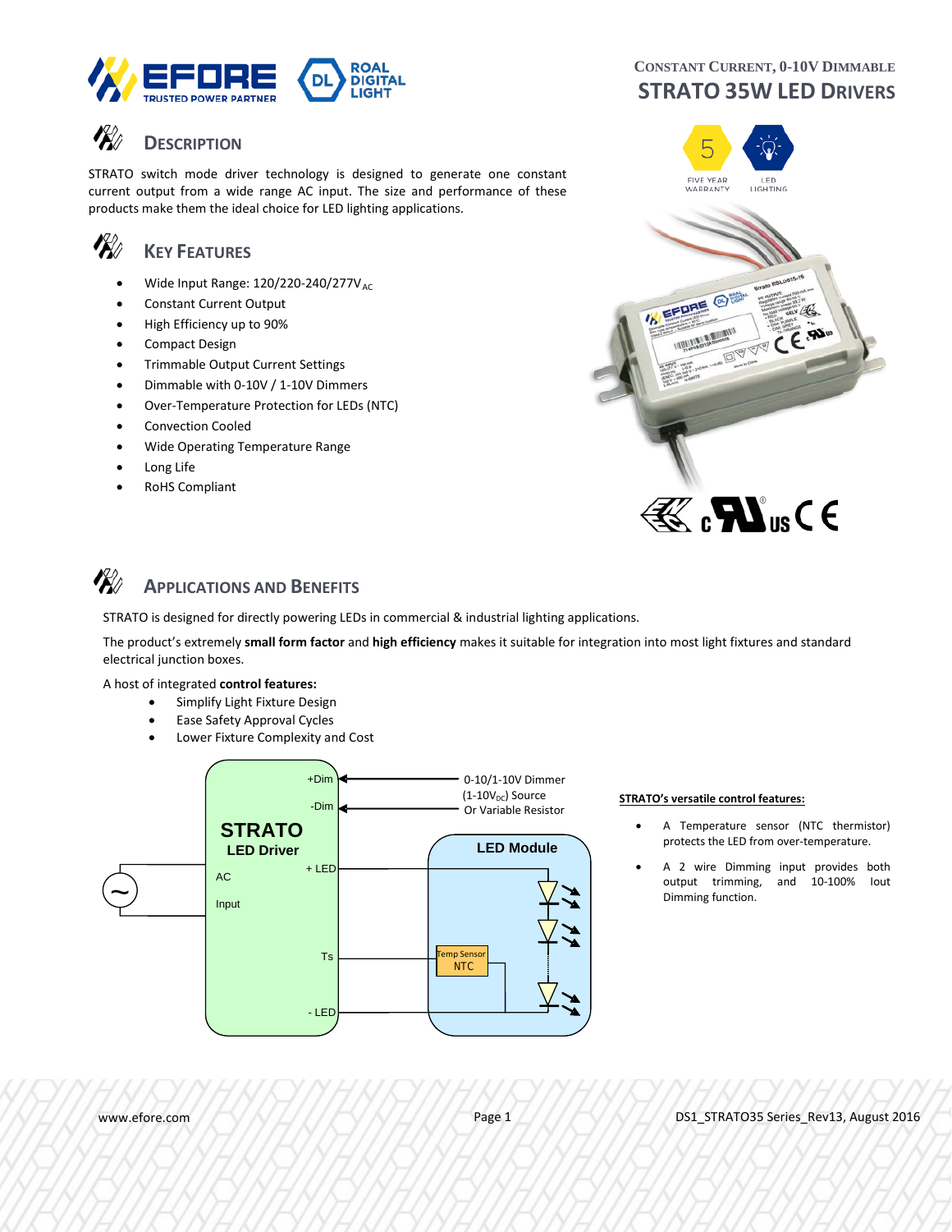# CONSTANT CURRENT, 0-10V DIMMABLE

# STRATO 35W LED DRIVERS

## DESCRIPTION

STRATO switch mode driver technology is designed to generate one constant current output from a wide range AC input. The size and performance of these products make them the ideal choice for LED lighting applications.

## KEY FEATURES

- Wide Input Range: 120/220-240/277V $_{AC}$
- Constant Current Output
- High Efficiency up to 90%
- Compact Design
- Trimmable Output Current Settings
- Dimmable with 0-10V / 1-10V Dimmers
- Over-Temperature Protection for LEDs (NTC)
- Convection Cooled
- Wide Operating Temperature Range
- Long Life
- RoHS Compliant

## APPLICATIONS AND BENEFITS

STRATO is designed for directly powering LEDs in commercial & industrial lighting applications.

The product's extremely **small form factor** and **high efficiency** makes it suitable for integration into most light fixtures and standard electrical junction boxes.

A host of integrated **control features:**

- Simplify Light Fixture Design
- Ease Safety Approval Cycles
- Lower Fixture Complexity and Cost

**STRATO's versatile control features:**

- A Temperature sensor (NTC thermistor) protects the LED from over-temperature.
- A 2 wire Dimming input provides both output trimming, and 10-100% Iout Dimming function.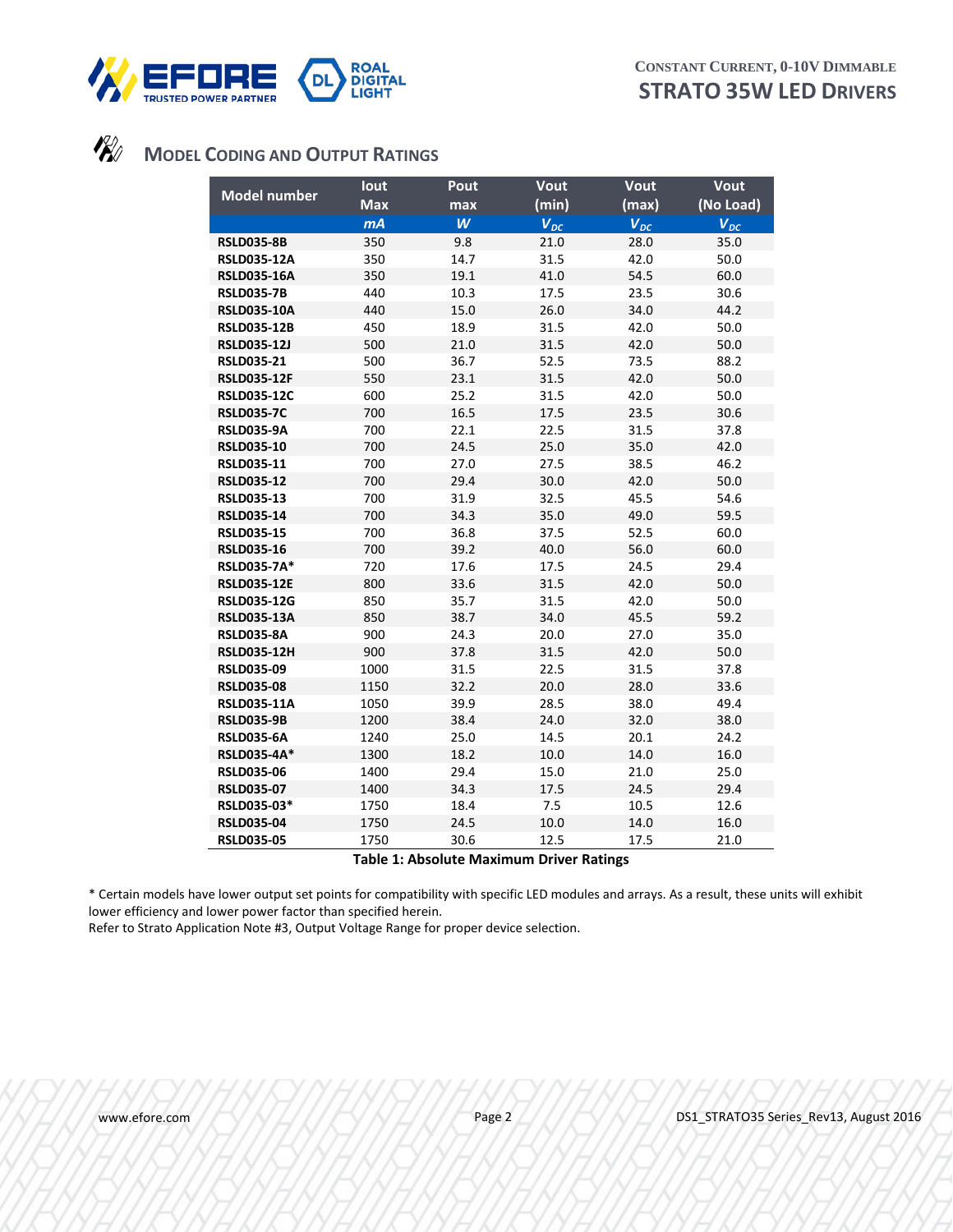## Model Coding and Output Ratings

| Model number | Iout Max | Pout max | Vout (min) | Vout (max) | Vout (No Load) |
|---|---|---|---|---|---|
| | *mA* | *W* | $V_{DC}$ | $V_{DC}$ | $V_{DC}$ |
| **RSLD035-8B** | 350 | 9.8 | 21.0 | 28.0 | 35.0 |
| **RSLD035-12A** | 350 | 14.7 | 31.5 | 42.0 | 50.0 |
| **RSLD035-16A** | 350 | 19.1 | 41.0 | 54.5 | 60.0 |
| **RSLD035-7B** | 440 | 10.3 | 17.5 | 23.5 | 30.6 |
| **RSLD035-10A** | 440 | 15.0 | 26.0 | 34.0 | 44.2 |
| **RSLD035-12B** | 450 | 18.9 | 31.5 | 42.0 | 50.0 |
| **RSLD035-12J** | 500 | 21.0 | 31.5 | 42.0 | 50.0 |
| **RSLD035-21** | 500 | 36.7 | 52.5 | 73.5 | 88.2 |
| **RSLD035-12F** | 550 | 23.1 | 31.5 | 42.0 | 50.0 |
| **RSLD035-12C** | 600 | 25.2 | 31.5 | 42.0 | 50.0 |
| **RSLD035-7C** | 700 | 16.5 | 17.5 | 23.5 | 30.6 |
| **RSLD035-9A** | 700 | 22.1 | 22.5 | 31.5 | 37.8 |
| **RSLD035-10** | 700 | 24.5 | 25.0 | 35.0 | 42.0 |
| **RSLD035-11** | 700 | 27.0 | 27.5 | 38.5 | 46.2 |
| **RSLD035-12** | 700 | 29.4 | 30.0 | 42.0 | 50.0 |
| **RSLD035-13** | 700 | 31.9 | 32.5 | 45.5 | 54.6 |
| **RSLD035-14** | 700 | 34.3 | 35.0 | 49.0 | 59.5 |
| **RSLD035-15** | 700 | 36.8 | 37.5 | 52.5 | 60.0 |
| **RSLD035-16** | 700 | 39.2 | 40.0 | 56.0 | 60.0 |
| **RSLD035-7A*** | 720 | 17.6 | 17.5 | 24.5 | 29.4 |
| **RSLD035-12E** | 800 | 33.6 | 31.5 | 42.0 | 50.0 |
| **RSLD035-12G** | 850 | 35.7 | 31.5 | 42.0 | 50.0 |
| **RSLD035-13A** | 850 | 38.7 | 34.0 | 45.5 | 59.2 |
| **RSLD035-8A** | 900 | 24.3 | 20.0 | 27.0 | 35.0 |
| **RSLD035-12H** | 900 | 37.8 | 31.5 | 42.0 | 50.0 |
| **RSLD035-09** | 1000 | 31.5 | 22.5 | 31.5 | 37.8 |
| **RSLD035-08** | 1150 | 32.2 | 20.0 | 28.0 | 33.6 |
| **RSLD035-11A** | 1050 | 39.9 | 28.5 | 38.0 | 49.4 |
| **RSLD035-9B** | 1200 | 38.4 | 24.0 | 32.0 | 38.0 |
| **RSLD035-6A** | 1240 | 25.0 | 14.5 | 20.1 | 24.2 |
| **RSLD035-4A*** | 1300 | 18.2 | 10.0 | 14.0 | 16.0 |
| **RSLD035-06** | 1400 | 29.4 | 15.0 | 21.0 | 25.0 |
| **RSLD035-07** | 1400 | 34.3 | 17.5 | 24.5 | 29.4 |
| **RSLD035-03*** | 1750 | 18.4 | 7.5 | 10.5 | 12.6 |
| **RSLD035-04** | 1750 | 24.5 | 10.0 | 14.0 | 16.0 |
| **RSLD035-05** | 1750 | 30.6 | 12.5 | 17.5 | 21.0 |

**Table 1: Absolute Maximum Driver Ratings**

* Certain models have lower output set points for compatibility with specific LED modules and arrays. As a result, these units will exhibit lower efficiency and lower power factor than specified herein.
Refer to Strato Application Note #3, Output Voltage Range for proper device selection.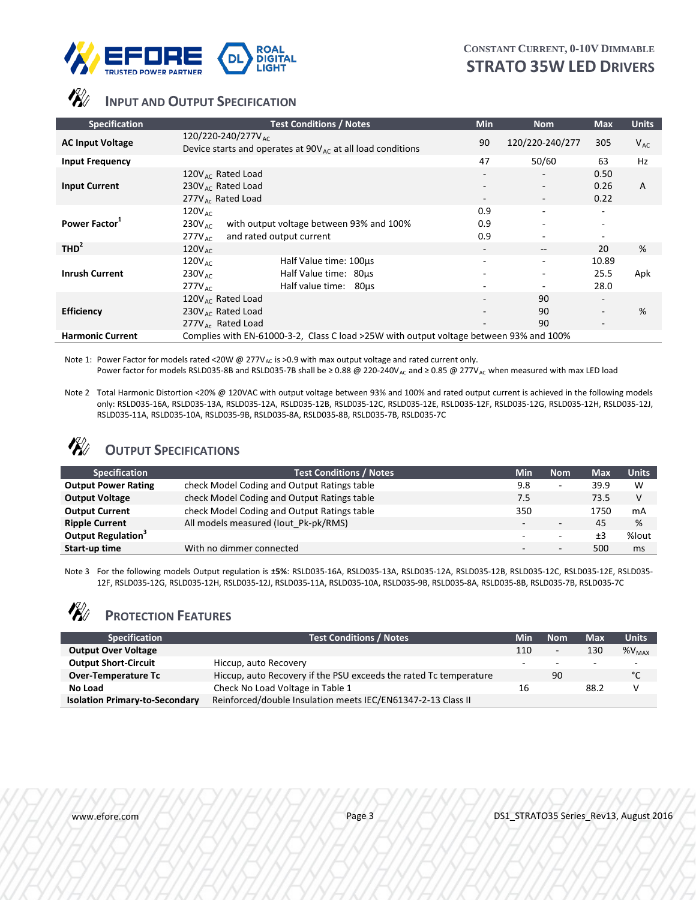## Input and Output Specification

| Specification | Test Conditions / Notes | Min | Nom | Max | Units |
|---|---|---|---|---|---|
| **AC Input Voltage** | 120/220-240/277$V_{AC}$<br>Device starts and operates at 90$V_{AC}$ at all load conditions | 90 | 120/220-240/277 | 305 | $V_{AC}$ |
| **Input Frequency** | | 47 | 50/60 | 63 | Hz |
| **Input Current** | 120$V_{AC}$ Rated Load<br>230$V_{AC}$ Rated Load<br>277$V_{AC}$ Rated Load | -<br>-<br>- | -<br>-<br>- | 0.50<br>0.26<br>0.22 | A |
| **Power Factor**[1] | 120$V_{AC}$<br>230$V_{AC}$ with output voltage between 93% and 100%<br>277$V_{AC}$ and rated output current | 0.9<br>0.9<br>0.9 | -<br>-<br>- | -<br>-<br>- | |
| **THD**[2] | 120$V_{AC}$ | - | -- | 20 | % |
| **Inrush Current** | 120$V_{AC}$ Half Value time: 100µs<br>230$V_{AC}$ Half Value time: 80µs<br>277$V_{AC}$ Half value time: 80µs | -<br>-<br>- | -<br>-<br>- | 10.89<br>25.5<br>28.0 | Apk |
| **Efficiency** | 120$V_{AC}$ Rated Load<br>230$V_{AC}$ Rated Load<br>277$V_{AC}$ Rated Load | -<br>-<br>- | 90<br>90<br>90 | -<br>-<br>- | % |
| **Harmonic Current** | Complies with EN-61000-3-2, Class C load >25W with output voltage between 93% and 100% | | | | |

Note 1: Power Factor for models rated <20W @ 277$V_{AC}$ is >0.9 with max output voltage and rated current only.
Power factor for models RSLD035-8B and RSLD035-7B shall be ≥ 0.88 @ 220-240$V_{AC}$ and ≥ 0.85 @ 277$V_{AC}$ when measured with max LED load

Note 2 Total Harmonic Distortion <20% @ 120VAC with output voltage between 93% and 100% and rated output current is achieved in the following models only: RSLD035-16A, RSLD035-13A, RSLD035-12A, RSLD035-12B, RSLD035-12C, RSLD035-12E, RSLD035-12F, RSLD035-12G, RSLD035-12H, RSLD035-12J, RSLD035-11A, RSLD035-10A, RSLD035-9B, RSLD035-8A, RSLD035-8B, RSLD035-7B, RSLD035-7C

## Output Specifications

| Specification | Test Conditions / Notes | Min | Nom | Max | Units |
|---|---|---|---|---|---|
| **Output Power Rating** | check Model Coding and Output Ratings table | 9.8 | - | 39.9 | W |
| **Output Voltage** | check Model Coding and Output Ratings table | 7.5 | | 73.5 | V |
| **Output Current** | check Model Coding and Output Ratings table | 350 | | 1750 | mA |
| **Ripple Current** | All models measured (Iout_Pk-pk/RMS) | - | - | 45 | % |
| **Output Regulation**[3] | | - | - | ±3 | %Iout |
| **Start-up time** | With no dimmer connected | - | - | 500 | ms |

Note 3 For the following models Output regulation is **±5%**: RSLD035-16A, RSLD035-13A, RSLD035-12A, RSLD035-12B, RSLD035-12C, RSLD035-12E, RSLD035-12F, RSLD035-12G, RSLD035-12H, RSLD035-12J, RSLD035-11A, RSLD035-10A, RSLD035-9B, RSLD035-8A, RSLD035-8B, RSLD035-7B, RSLD035-7C

## Protection Features

| Specification | Test Conditions / Notes | Min | Nom | Max | Units |
|---|---|---|---|---|---|
| **Output Over Voltage** | | 110 | - | 130 | $\%V_{MAX}$ |
| **Output Short-Circuit** | Hiccup, auto Recovery | - | - | - | - |
| **Over-Temperature Tc** | Hiccup, auto Recovery if the PSU exceeds the rated Tc temperature | | 90 | | °C |
| **No Load** | Check No Load Voltage in Table 1 | 16 | | 88.2 | V |
| **Isolation Primary-to-Secondary** | Reinforced/double Insulation meets IEC/EN61347-2-13 Class II | | | | |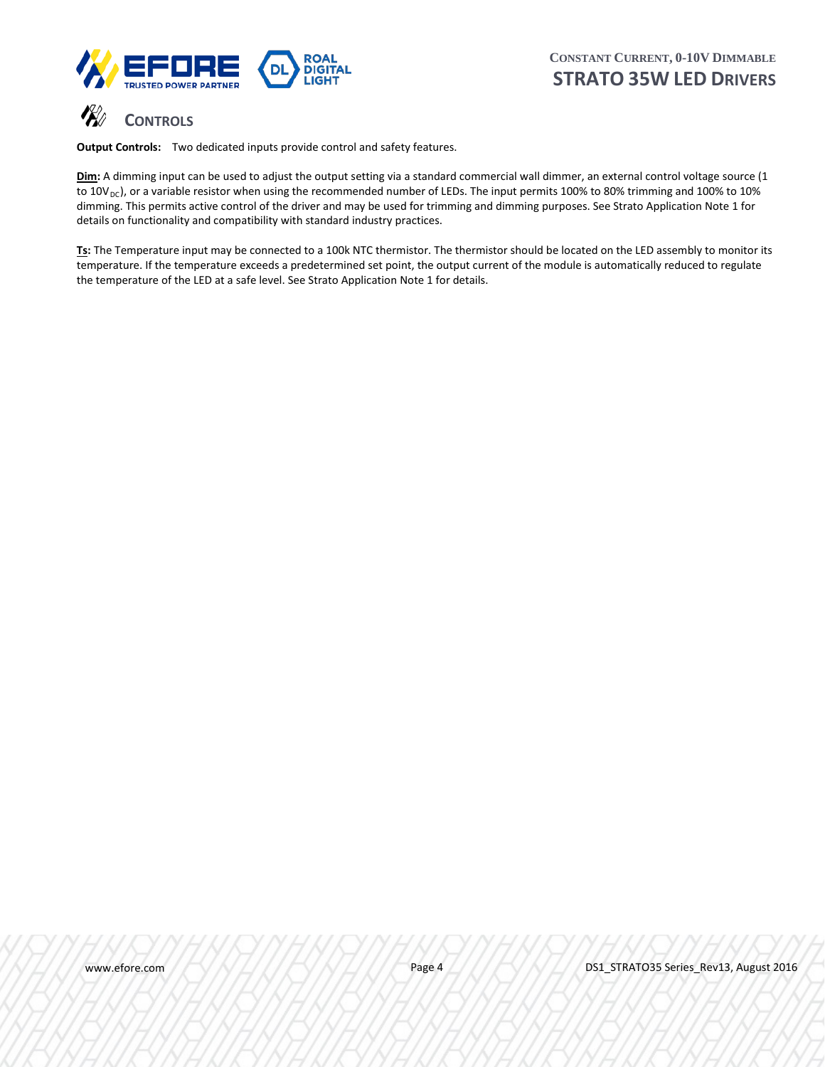## CONTROLS

**Output Controls:** Two dedicated inputs provide control and safety features.

**Dim:** A dimming input can be used to adjust the output setting via a standard commercial wall dimmer, an external control voltage source (1 to $10V_{DC}$), or a variable resistor when using the recommended number of LEDs. The input permits 100% to 80% trimming and 100% to 10% dimming. This permits active control of the driver and may be used for trimming and dimming purposes. See Strato Application Note 1 for details on functionality and compatibility with standard industry practices.

**Ts:** The Temperature input may be connected to a 100k NTC thermistor. The thermistor should be located on the LED assembly to monitor its temperature. If the temperature exceeds a predetermined set point, the output current of the module is automatically reduced to regulate the temperature of the LED at a safe level. See Strato Application Note 1 for details.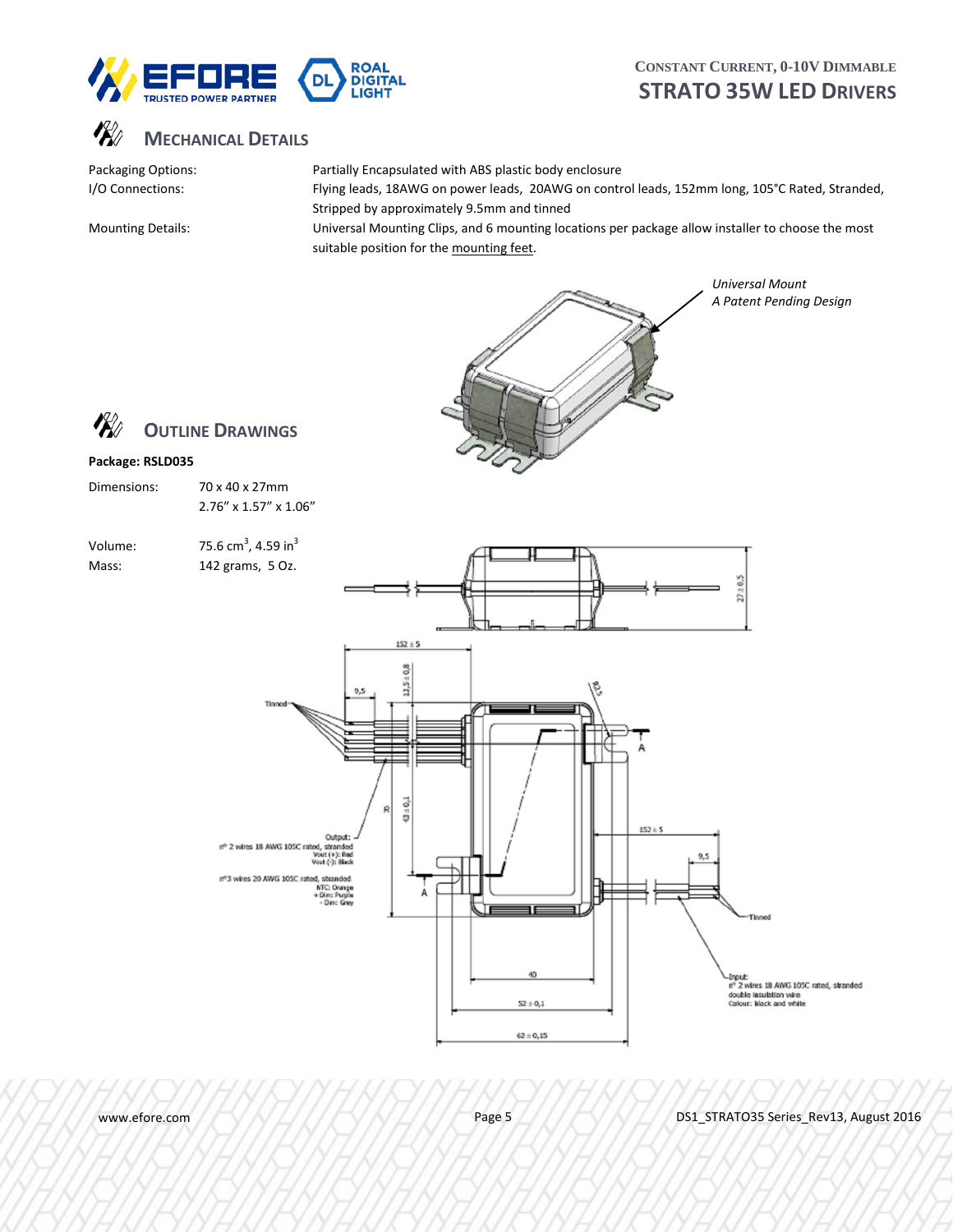## MECHANICAL DETAILS

| | |
|---|---|
| Packaging Options: | Partially Encapsulated with ABS plastic body enclosure |
| I/O Connections: | Flying leads, 18AWG on power leads, 20AWG on control leads, 152mm long, 105°C Rated, Stranded, Stripped by approximately 9.5mm and tinned |
| Mounting Details: | Universal Mounting Clips, and 6 mounting locations per package allow installer to choose the most suitable position for the mounting feet. |

*Universal Mount*
*A Patent Pending Design*

## OUTLINE DRAWINGS

**Package: RSLD035**

| | |
|---|---|
| Dimensions: | 70 x 40 x 27mm<br>2.76" x 1.57" x 1.06" |
| Volume: | 75.6 $cm^3$, 4.59 $in^3$ |
| Mass: | 142 grams, 5 Oz. |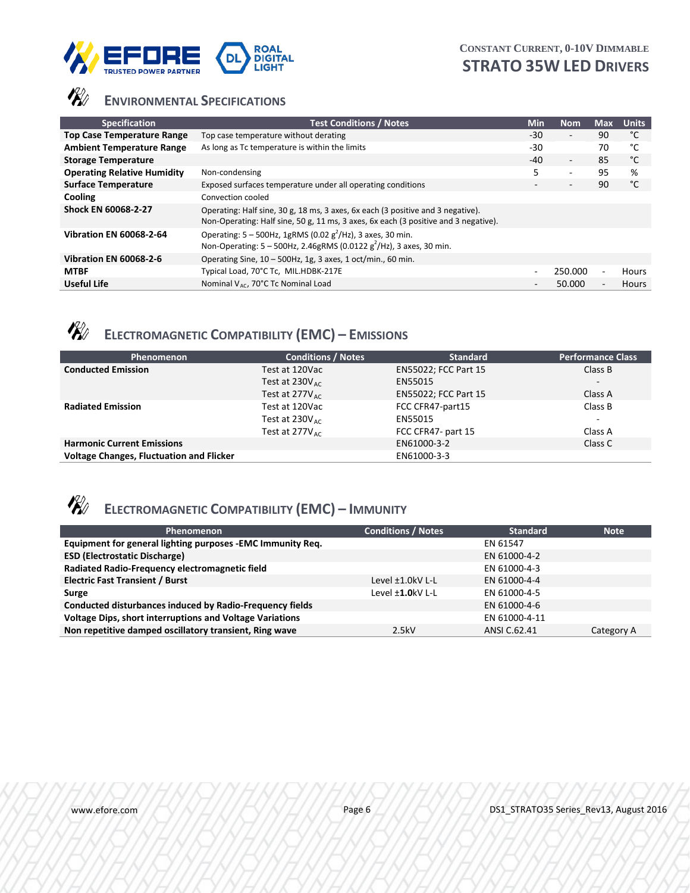## ENVIRONMENTAL SPECIFICATIONS

| Specification | Test Conditions / Notes | Min | Nom | Max | Units |
|---|---|---|---|---|---|
| **Top Case Temperature Range** | Top case temperature without derating | -30 | - | 90 | °C |
| **Ambient Temperature Range** | As long as Tc temperature is within the limits | -30 | | 70 | °C |
| **Storage Temperature** | | -40 | - | 85 | °C |
| **Operating Relative Humidity** | Non-condensing | 5 | - | 95 | % |
| **Surface Temperature** | Exposed surfaces temperature under all operating conditions | - | - | 90 | °C |
| **Cooling** | Convection cooled | | | | |
| **Shock EN 60068-2-27** | Operating: Half sine, 30 g, 18 ms, 3 axes, 6x each (3 positive and 3 negative). Non-Operating: Half sine, 50 g, 11 ms, 3 axes, 6x each (3 positive and 3 negative). | | | | |
| **Vibration EN 60068-2-64** | Operating: 5 – 500Hz, 1gRMS (0.02 $g^2$/Hz), 3 axes, 30 min. Non-Operating: 5 – 500Hz, 2.46gRMS (0.0122 $g^2$/Hz), 3 axes, 30 min. | | | | |
| **Vibration EN 60068-2-6** | Operating Sine, 10 – 500Hz, 1g, 3 axes, 1 oct/min., 60 min. | | | | |
| **MTBF** | Typical Load, 70°C Tc, MIL.HDBK-217E | - | 250.000 | - | Hours |
| **Useful Life** | Nominal $V_{AC}$, 70°C Tc Nominal Load | - | 50.000 | - | Hours |

## ELECTROMAGNETIC COMPATIBILITY (EMC) – EMISSIONS

| Phenomenon | Conditions / Notes | Standard | Performance Class |
|---|---|---|---|
| **Conducted Emission** | Test at 120Vac | EN55022; FCC Part 15 | Class B |
| | Test at 230$V_{AC}$ | EN55015 | - |
| | Test at 277$V_{AC}$ | EN55022; FCC Part 15 | Class A |
| **Radiated Emission** | Test at 120Vac | FCC CFR47-part15 | Class B |
| | Test at 230$V_{AC}$ | EN55015 | - |
| | Test at 277$V_{AC}$ | FCC CFR47- part 15 | Class A |
| **Harmonic Current Emissions** | | EN61000-3-2 | Class C |
| **Voltage Changes, Fluctuation and Flicker** | | EN61000-3-3 | |

## ELECTROMAGNETIC COMPATIBILITY (EMC) – IMMUNITY

| Phenomenon | Conditions / Notes | Standard | Note |
|---|---|---|---|
| **Equipment for general lighting purposes -EMC Immunity Req.** | | EN 61547 | |
| **ESD (Electrostatic Discharge)** | | EN 61000-4-2 | |
| **Radiated Radio-Frequency electromagnetic field** | | EN 61000-4-3 | |
| **Electric Fast Transient / Burst** | Level ±1.0kV L-L | EN 61000-4-4 | |
| **Surge** | Level ±**1.0**kV L-L | EN 61000-4-5 | |
| **Conducted disturbances induced by Radio-Frequency fields** | | EN 61000-4-6 | |
| **Voltage Dips, short interruptions and Voltage Variations** | | EN 61000-4-11 | |
| **Non repetitive damped oscillatory transient, Ring wave** | 2.5kV | ANSI C.62.41 | Category A |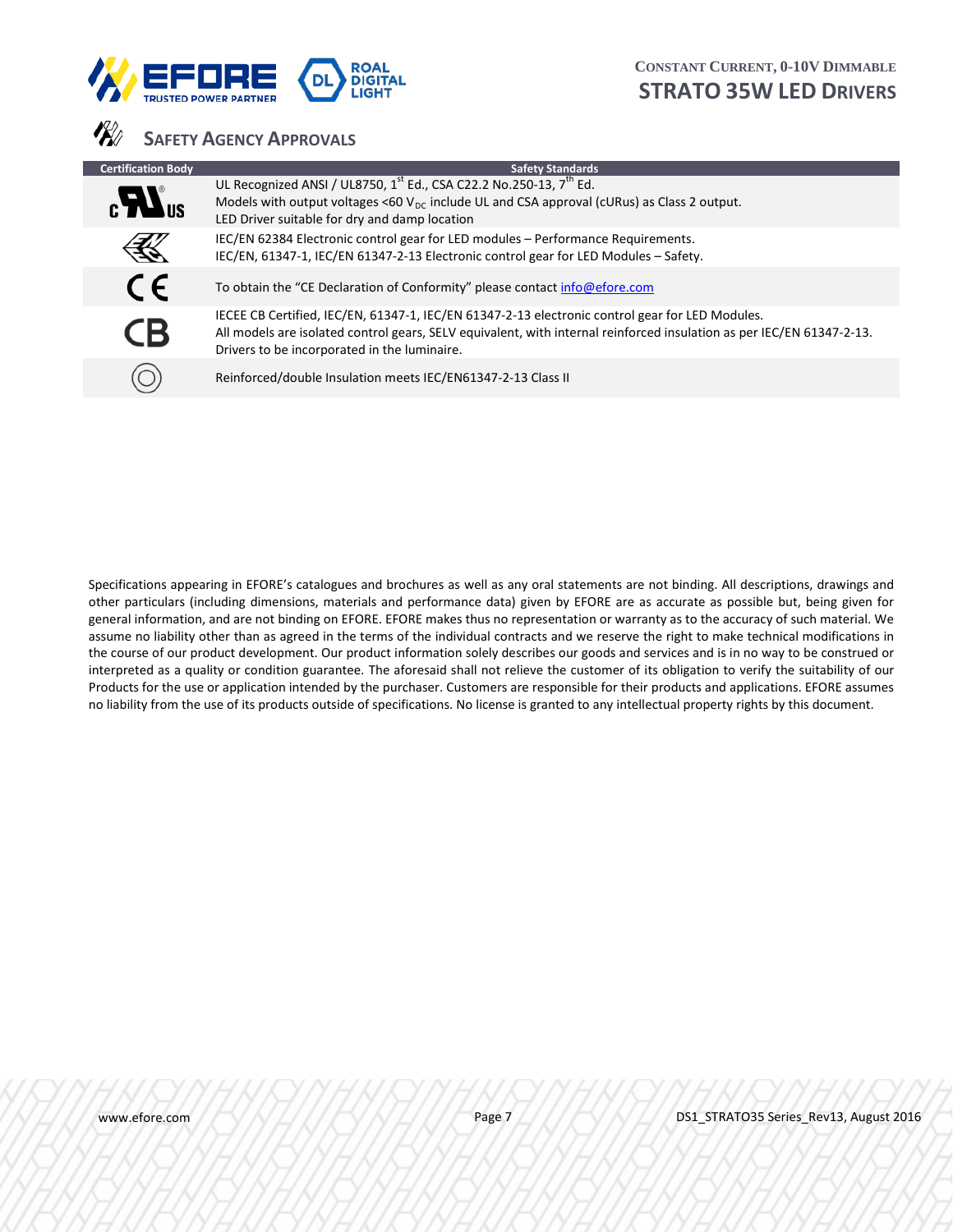## Safety Agency Approvals

| Certification Body | Safety Standards |
|---|---|
| cURus | UL Recognized ANSI / UL8750, 1st Ed., CSA C22.2 No.250-13, 7th Ed.<br>Models with output voltages <60 $V_{DC}$ include UL and CSA approval (cURus) as Class 2 output.<br>LED Driver suitable for dry and damp location |
| ENEC | IEC/EN 62384 Electronic control gear for LED modules – Performance Requirements.<br>IEC/EN, 61347-1, IEC/EN 61347-2-13 Electronic control gear for LED Modules – Safety. |
| CE | To obtain the "CE Declaration of Conformity" please contact [info@efore.com](mailto:info@efore.com) |
| CB | IECEE CB Certified, IEC/EN, 61347-1, IEC/EN 61347-2-13 electronic control gear for LED Modules.<br>All models are isolated control gears, SELV equivalent, with internal reinforced insulation as per IEC/EN 61347-2-13.<br>Drivers to be incorporated in the luminaire. |
| Class II | Reinforced/double Insulation meets IEC/EN61347-2-13 Class II |

Specifications appearing in EFORE's catalogues and brochures as well as any oral statements are not binding. All descriptions, drawings and other particulars (including dimensions, materials and performance data) given by EFORE are as accurate as possible but, being given for general information, and are not binding on EFORE. EFORE makes thus no representation or warranty as to the accuracy of such material. We assume no liability other than as agreed in the terms of the individual contracts and we reserve the right to make technical modifications in the course of our product development. Our product information solely describes our goods and services and is in no way to be construed or interpreted as a quality or condition guarantee. The aforesaid shall not relieve the customer of its obligation to verify the suitability of our Products for the use or application intended by the purchaser. Customers are responsible for their products and applications. EFORE assumes no liability from the use of its products outside of specifications. No license is granted to any intellectual property rights by this document.